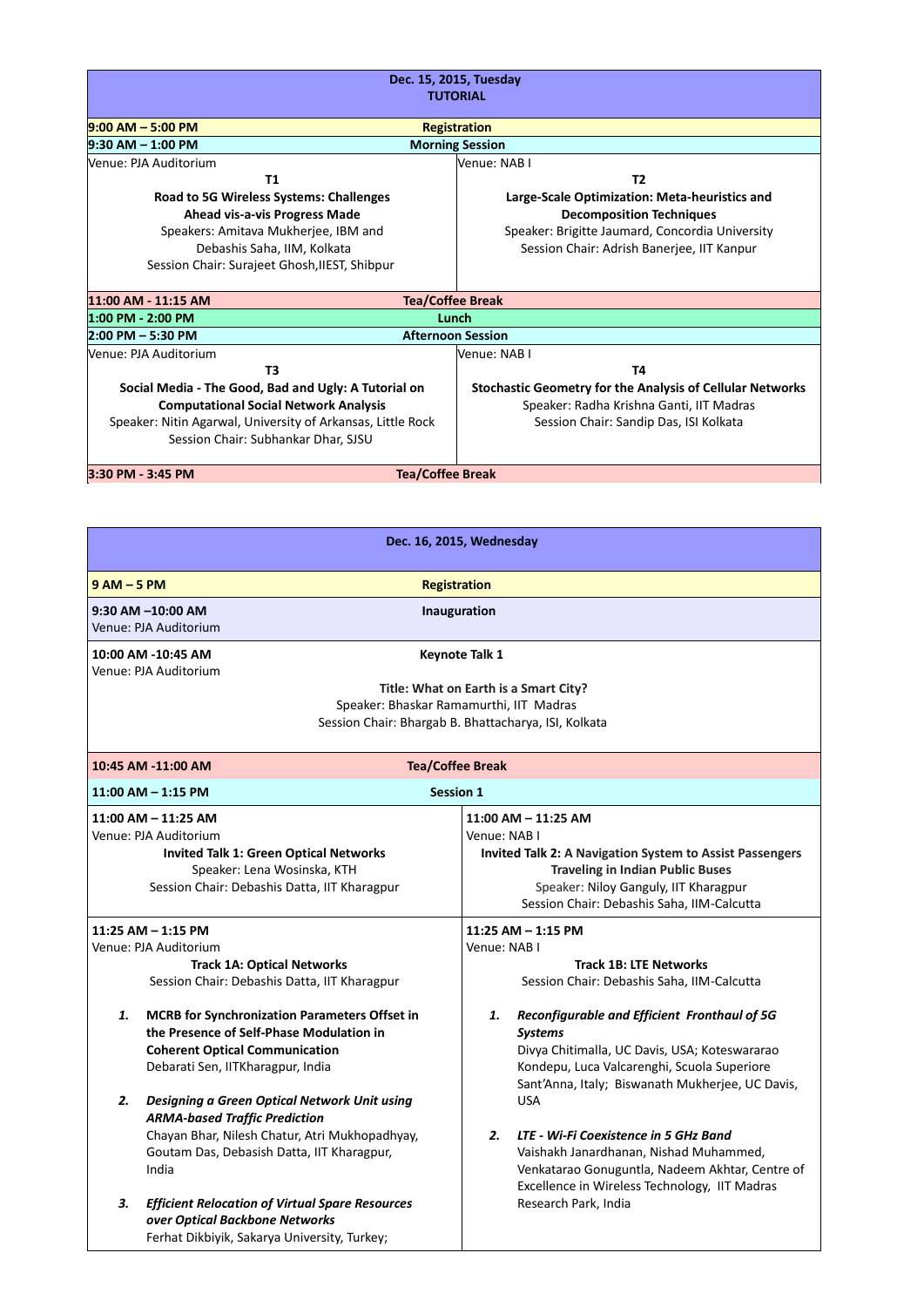## Dec. 15, 2015, Tuesday
### TUTORIAL

**9:00 AM – 5:00 PM** — **Registration**

**9:30 AM – 1:00 PM** — **Morning Session**

Venue: PJA Auditorium

**T1**

**Road to 5G Wireless Systems: Challenges Ahead vis-a-vis Progress Made**

Speakers: Amitava Mukherjee, IBM and Debashis Saha, IIM, Kolkata

Session Chair: Surajeet Ghosh,IIEST, Shibpur

Venue: NAB I

**T2**

**Large-Scale Optimization: Meta-heuristics and Decomposition Techniques**

Speaker: Brigitte Jaumard, Concordia University

Session Chair: Adrish Banerjee, IIT Kanpur

**11:00 AM - 11:15 AM** — **Tea/Coffee Break**

**1:00 PM - 2:00 PM** — **Lunch**

**2:00 PM – 5:30 PM** — **Afternoon Session**

Venue: PJA Auditorium

**T3**

**Social Media - The Good, Bad and Ugly: A Tutorial on Computational Social Network Analysis**

Speaker: Nitin Agarwal, University of Arkansas, Little Rock

Session Chair: Subhankar Dhar, SJSU

Venue: NAB I

**T4**

**Stochastic Geometry for the Analysis of Cellular Networks**

Speaker: Radha Krishna Ganti, IIT Madras

Session Chair: Sandip Das, ISI Kolkata

**3:30 PM - 3:45 PM** — **Tea/Coffee Break**

## Dec. 16, 2015, Wednesday

**9 AM – 5 PM** — **Registration**

**9:30 AM –10:00 AM** — **Inauguration**
Venue: PJA Auditorium

**10:00 AM -10:45 AM** — **Keynote Talk 1**
Venue: PJA Auditorium

**Title: What on Earth is a Smart City?**
Speaker: Bhaskar Ramamurthi, IIT Madras
Session Chair: Bhargab B. Bhattacharya, ISI, Kolkata

**10:45 AM -11:00 AM** — **Tea/Coffee Break**

**11:00 AM – 1:15 PM** — **Session 1**

**11:00 AM – 11:25 AM**
Venue: PJA Auditorium

**Invited Talk 1: Green Optical Networks**
Speaker: Lena Wosinska, KTH
Session Chair: Debashis Datta, IIT Kharagpur

**11:00 AM – 11:25 AM**
Venue: NAB I

**Invited Talk 2: A Navigation System to Assist Passengers Traveling in Indian Public Buses**
Speaker: Niloy Ganguly, IIT Kharagpur
Session Chair: Debashis Saha, IIM-Calcutta

**11:25 AM – 1:15 PM**
Venue: PJA Auditorium

**Track 1A: Optical Networks**
Session Chair: Debashis Datta, IIT Kharagpur

1. **MCRB for Synchronization Parameters Offset in the Presence of Self-Phase Modulation in Coherent Optical Communication**
   Debarati Sen, IITKharagpur, India
2. ***Designing a Green Optical Network Unit using ARMA-based Traffic Prediction***
   Chayan Bhar, Nilesh Chatur, Atri Mukhopadhyay, Goutam Das, Debasish Datta, IIT Kharagpur, India
3. ***Efficient Relocation of Virtual Spare Resources over Optical Backbone Networks***
   Ferhat Dikbiyik, Sakarya University, Turkey;

**11:25 AM – 1:15 PM**
Venue: NAB I

**Track 1B: LTE Networks**
Session Chair: Debashis Saha, IIM-Calcutta

1. ***Reconfigurable and Efficient Fronthaul of 5G Systems***
   Divya Chitimalla, UC Davis, USA; Koteswararao Kondepu, Luca Valcarenghi, Scuola Superiore Sant'Anna, Italy; Biswanath Mukherjee, UC Davis, USA
2. ***LTE - Wi-Fi Coexistence in 5 GHz Band***
   Vaishakh Janardhanan, Nishad Muhammed, Venkatarao Gonuguntla, Nadeem Akhtar, Centre of Excellence in Wireless Technology, IIT Madras Research Park, India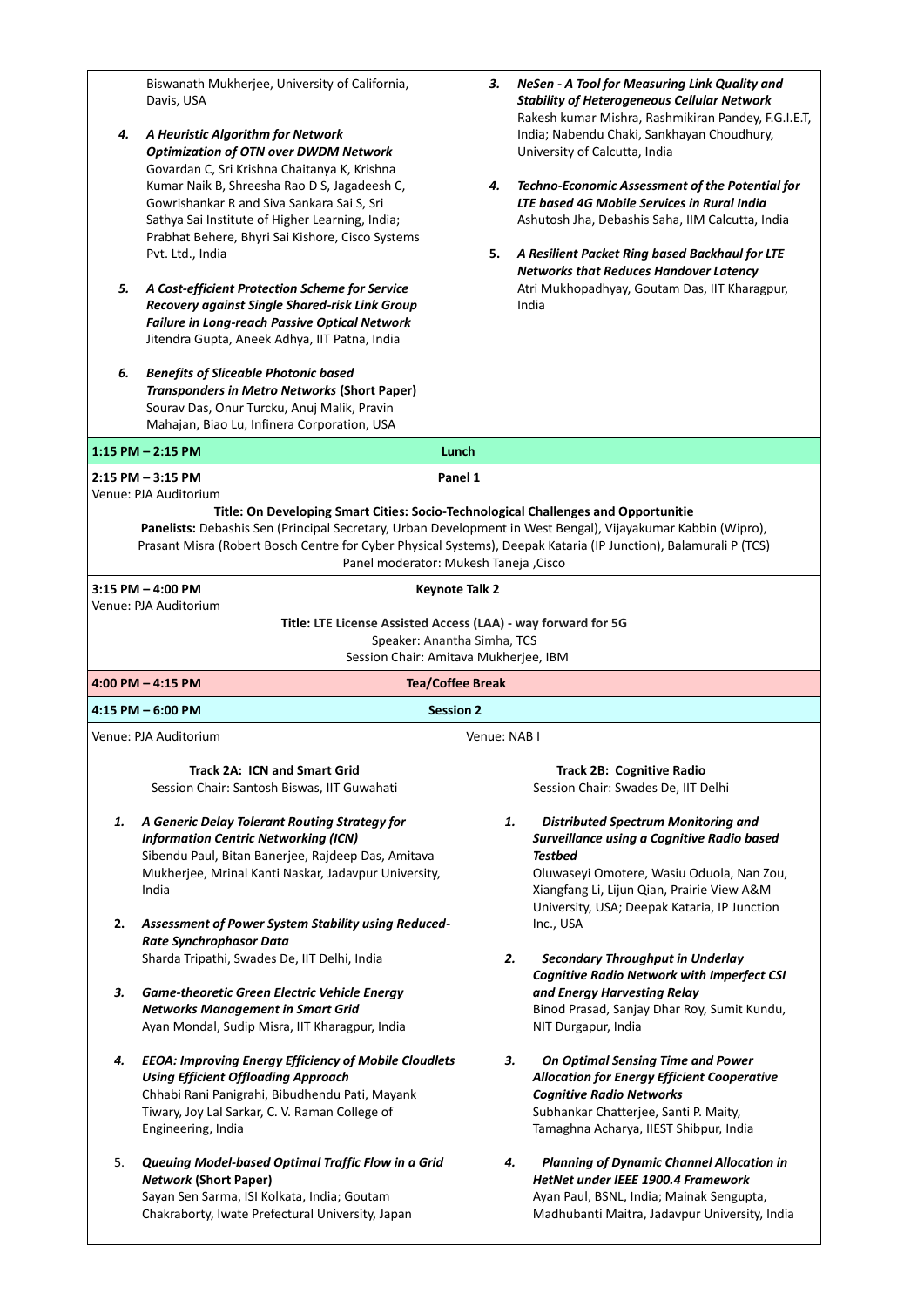Biswanath Mukherjee, University of California, Davis, USA

4. ***A Heuristic Algorithm for Network Optimization of OTN over DWDM Network***
   Govardan C, Sri Krishna Chaitanya K, Krishna Kumar Naik B, Shreesha Rao D S, Jagadeesh C, Gowrishankar R and Siva Sankara Sai S, Sri Sathya Sai Institute of Higher Learning, India; Prabhat Behere, Bhyri Sai Kishore, Cisco Systems Pvt. Ltd., India

5. ***A Cost-efficient Protection Scheme for Service Recovery against Single Shared-risk Link Group Failure in Long-reach Passive Optical Network***
   Jitendra Gupta, Aneek Adhya, IIT Patna, India

6. ***Benefits of Sliceable Photonic based Transponders in Metro Networks* (Short Paper)**
   Sourav Das, Onur Turcku, Anuj Malik, Pravin Mahajan, Biao Lu, Infinera Corporation, USA

3. ***NeSen - A Tool for Measuring Link Quality and Stability of Heterogeneous Cellular Network***
   Rakesh kumar Mishra, Rashmikiran Pandey, F.G.I.E.T, India; Nabendu Chaki, Sankhayan Choudhury, University of Calcutta, India

4. ***Techno-Economic Assessment of the Potential for LTE based 4G Mobile Services in Rural India***
   Ashutosh Jha, Debashis Saha, IIM Calcutta, India

5. ***A Resilient Packet Ring based Backhaul for LTE Networks that Reduces Handover Latency***
   Atri Mukhopadhyay, Goutam Das, IIT Kharagpur, India

**1:15 PM – 2:15 PM** — **Lunch**

**2:15 PM – 3:15 PM** — **Panel 1**

Venue: PJA Auditorium

**Title: On Developing Smart Cities: Socio-Technological Challenges and Opportunitie**

**Panelists:** Debashis Sen (Principal Secretary, Urban Development in West Bengal), Vijayakumar Kabbin (Wipro), Prasant Misra (Robert Bosch Centre for Cyber Physical Systems), Deepak Kataria (IP Junction), Balamurali P (TCS)

Panel moderator: Mukesh Taneja ,Cisco

**3:15 PM – 4:00 PM** — **Keynote Talk 2**

Venue: PJA Auditorium

**Title: LTE License Assisted Access (LAA) - way forward for 5G**

Speaker: Anantha Simha, TCS

Session Chair: Amitava Mukherjee, IBM

**4:00 PM – 4:15 PM** — **Tea/Coffee Break**

**4:15 PM – 6:00 PM** — **Session 2**

Venue: PJA Auditorium

**Track 2A: ICN and Smart Grid**

Session Chair: Santosh Biswas, IIT Guwahati

1. ***A Generic Delay Tolerant Routing Strategy for Information Centric Networking (ICN)***
   Sibendu Paul, Bitan Banerjee, Rajdeep Das, Amitava Mukherjee, Mrinal Kanti Naskar, Jadavpur University, India

2. ***Assessment of Power System Stability using Reduced-Rate Synchrophasor Data***
   Sharda Tripathi, Swades De, IIT Delhi, India

3. ***Game-theoretic Green Electric Vehicle Energy Networks Management in Smart Grid***
   Ayan Mondal, Sudip Misra, IIT Kharagpur, India

4. ***EEOA: Improving Energy Efficiency of Mobile Cloudlets Using Efficient Offloading Approach***
   Chhabi Rani Panigrahi, Bibudhendu Pati, Mayank Tiwary, Joy Lal Sarkar, C. V. Raman College of Engineering, India

5. ***Queuing Model-based Optimal Traffic Flow in a Grid Network* (Short Paper)**
   Sayan Sen Sarma, ISI Kolkata, India; Goutam Chakraborty, Iwate Prefectural University, Japan

Venue: NAB I

**Track 2B: Cognitive Radio**

Session Chair: Swades De, IIT Delhi

1. ***Distributed Spectrum Monitoring and Surveillance using a Cognitive Radio based Testbed***
   Oluwaseyi Omotere, Wasiu Oduola, Nan Zou, Xiangfang Li, Lijun Qian, Prairie View A&M University, USA; Deepak Kataria, IP Junction Inc., USA

2. ***Secondary Throughput in Underlay Cognitive Radio Network with Imperfect CSI and Energy Harvesting Relay***
   Binod Prasad, Sanjay Dhar Roy, Sumit Kundu, NIT Durgapur, India

3. ***On Optimal Sensing Time and Power Allocation for Energy Efficient Cooperative Cognitive Radio Networks***
   Subhankar Chatterjee, Santi P. Maity, Tamaghna Acharya, IIEST Shibpur, India

4. ***Planning of Dynamic Channel Allocation in HetNet under IEEE 1900.4 Framework***
   Ayan Paul, BSNL, India; Mainak Sengupta, Madhubanti Maitra, Jadavpur University, India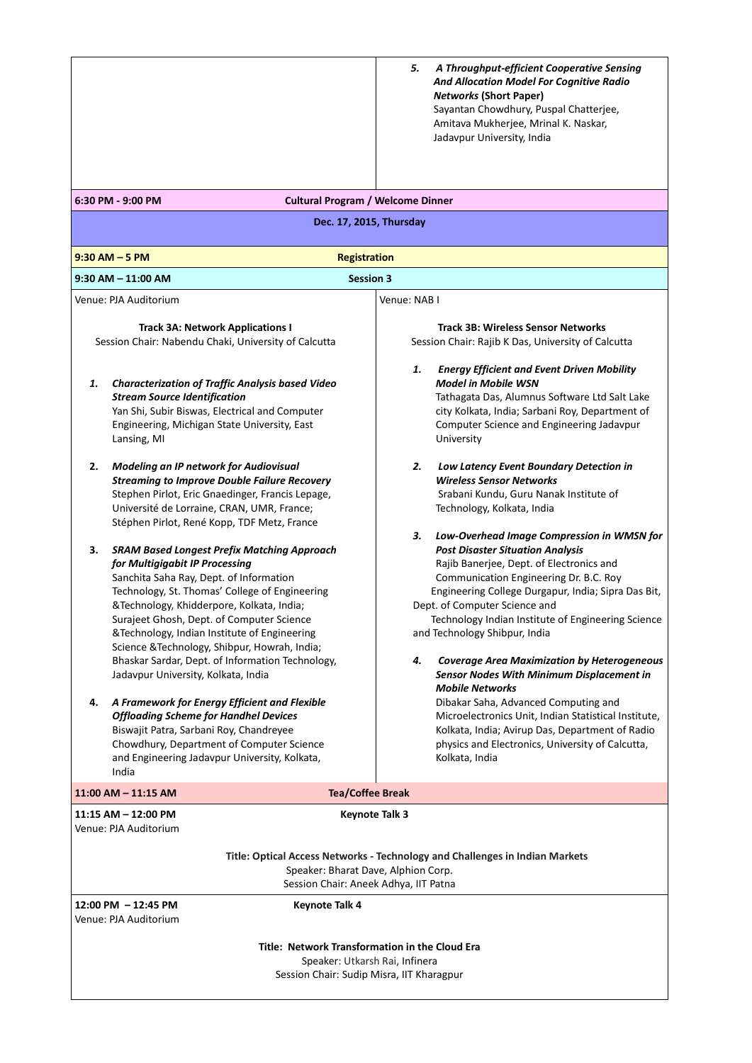5. ***A Throughput-efficient Cooperative Sensing And Allocation Model For Cognitive Radio Networks*** **(Short Paper)**
   Sayantan Chowdhury, Puspal Chatterjee, Amitava Mukherjee, Mrinal K. Naskar, Jadavpur University, India

**6:30 PM - 9:00 PM** — **Cultural Program / Welcome Dinner**

## Dec. 17, 2015, Thursday

**9:30 AM – 5 PM** — **Registration**

**9:30 AM – 11:00 AM** — **Session 3**

Venue: PJA Auditorium

### Track 3A: Network Applications I

Session Chair: Nabendu Chaki, University of Calcutta

1. ***Characterization of Traffic Analysis based Video Stream Source Identification***
   Yan Shi, Subir Biswas, Electrical and Computer Engineering, Michigan State University, East Lansing, MI

2. ***Modeling an IP network for Audiovisual Streaming to Improve Double Failure Recovery***
   Stephen Pirlot, Eric Gnaedinger, Francis Lepage, Université de Lorraine, CRAN, UMR, France; Stéphen Pirlot, René Kopp, TDF Metz, France

3. ***SRAM Based Longest Prefix Matching Approach for Multigigabit IP Processing***
   Sanchita Saha Ray, Dept. of Information Technology, St. Thomas' College of Engineering &Technology, Khidderpore, Kolkata, India; Surajeet Ghosh, Dept. of Computer Science &Technology, Indian Institute of Engineering Science &Technology, Shibpur, Howrah, India; Bhaskar Sardar, Dept. of Information Technology, Jadavpur University, Kolkata, India

4. ***A Framework for Energy Efficient and Flexible Offloading Scheme for Handhel Devices***
   Biswajit Patra, Sarbani Roy, Chandreyee Chowdhury, Department of Computer Science and Engineering Jadavpur University, Kolkata, India

Venue: NAB I

### Track 3B: Wireless Sensor Networks

Session Chair: Rajib K Das, University of Calcutta

1. ***Energy Efficient and Event Driven Mobility Model in Mobile WSN***
   Tathagata Das, Alumnus Software Ltd Salt Lake city Kolkata, India; Sarbani Roy, Department of Computer Science and Engineering Jadavpur University

2. ***Low Latency Event Boundary Detection in Wireless Sensor Networks***
   Srabani Kundu, Guru Nanak Institute of Technology, Kolkata, India

3. ***Low-Overhead Image Compression in WMSN for Post Disaster Situation Analysis***
   Rajib Banerjee, Dept. of Electronics and Communication Engineering Dr. B.C. Roy Engineering College Durgapur, India; Sipra Das Bit, Dept. of Computer Science and Technology Indian Institute of Engineering Science and Technology Shibpur, India

4. ***Coverage Area Maximization by Heterogeneous Sensor Nodes With Minimum Displacement in Mobile Networks***
   Dibakar Saha, Advanced Computing and Microelectronics Unit, Indian Statistical Institute, Kolkata, India; Avirup Das, Department of Radio physics and Electronics, University of Calcutta, Kolkata, India

**11:00 AM – 11:15 AM** — **Tea/Coffee Break**

**11:15 AM – 12:00 PM** — **Keynote Talk 3**
Venue: PJA Auditorium

**Title: Optical Access Networks - Technology and Challenges in Indian Markets**
Speaker: Bharat Dave, Alphion Corp.
Session Chair: Aneek Adhya, IIT Patna

**12:00 PM – 12:45 PM** — **Keynote Talk 4**
Venue: PJA Auditorium

**Title: Network Transformation in the Cloud Era**
Speaker: Utkarsh Rai, Infinera
Session Chair: Sudip Misra, IIT Kharagpur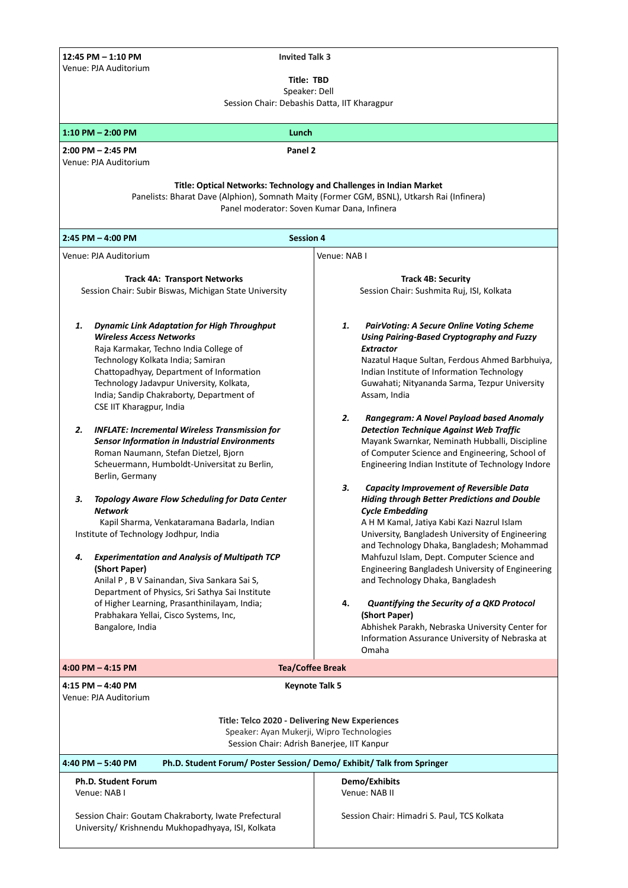**12:45 PM – 1:10 PM** — **Invited Talk 3**
Venue: PJA Auditorium

**Title: TBD**
Speaker: Dell
Session Chair: Debashis Datta, IIT Kharagpur

**1:10 PM – 2:00 PM** — **Lunch**

**2:00 PM – 2:45 PM** — **Panel 2**
Venue: PJA Auditorium

**Title: Optical Networks: Technology and Challenges in Indian Market**
Panelists: Bharat Dave (Alphion), Somnath Maity (Former CGM, BSNL), Utkarsh Rai (Infinera)
Panel moderator: Soven Kumar Dana, Infinera

**2:45 PM – 4:00 PM** — **Session 4**

Venue: PJA Auditorium

**Track 4A: Transport Networks**
Session Chair: Subir Biswas, Michigan State University

1. ***Dynamic Link Adaptation for High Throughput Wireless Access Networks***
   Raja Karmakar, Techno India College of Technology Kolkata India; Samiran Chattopadhyay, Department of Information Technology Jadavpur University, Kolkata, India; Sandip Chakraborty, Department of CSE IIT Kharagpur, India

2. ***INFLATE: Incremental Wireless Transmission for Sensor Information in Industrial Environments***
   Roman Naumann, Stefan Dietzel, Bjorn Scheuermann, Humboldt-Universitat zu Berlin, Berlin, Germany

3. ***Topology Aware Flow Scheduling for Data Center Network***
   Kapil Sharma, Venkataramana Badarla, Indian Institute of Technology Jodhpur, India

4. ***Experimentation and Analysis of Multipath TCP* (Short Paper)**
   Anilal P , B V Sainandan, Siva Sankara Sai S, Department of Physics, Sri Sathya Sai Institute of Higher Learning, Prasanthinilayam, India; Prabhakara Yellai, Cisco Systems, Inc, Bangalore, India

Venue: NAB I

**Track 4B: Security**
Session Chair: Sushmita Ruj, ISI, Kolkata

1. ***PairVoting: A Secure Online Voting Scheme Using Pairing-Based Cryptography and Fuzzy Extractor***
   Nazatul Haque Sultan, Ferdous Ahmed Barbhuiya, Indian Institute of Information Technology Guwahati; Nityananda Sarma, Tezpur University Assam, India

2. ***Rangegram: A Novel Payload based Anomaly Detection Technique Against Web Traffic***
   Mayank Swarnkar, Neminath Hubballi, Discipline of Computer Science and Engineering, School of Engineering Indian Institute of Technology Indore

3. ***Capacity Improvement of Reversible Data Hiding through Better Predictions and Double Cycle Embedding***
   A H M Kamal, Jatiya Kabi Kazi Nazrul Islam University, Bangladesh University of Engineering and Technology Dhaka, Bangladesh; Mohammad Mahfuzul Islam, Dept. Computer Science and Engineering Bangladesh University of Engineering and Technology Dhaka, Bangladesh

4. ***Quantifying the Security of a QKD Protocol* (Short Paper)**
   Abhishek Parakh, Nebraska University Center for Information Assurance University of Nebraska at Omaha

**4:00 PM – 4:15 PM** — **Tea/Coffee Break**

**4:15 PM – 4:40 PM** — **Keynote Talk 5**
Venue: PJA Auditorium

**Title: Telco 2020 - Delivering New Experiences**
Speaker: Ayan Mukerji, Wipro Technologies
Session Chair: Adrish Banerjee, IIT Kanpur

**4:40 PM – 5:40 PM** — **Ph.D. Student Forum/ Poster Session/ Demo/ Exhibit/ Talk from Springer**

**Ph.D. Student Forum**
Venue: NAB I

Session Chair: Goutam Chakraborty, Iwate Prefectural University/ Krishnendu Mukhopadhyaya, ISI, Kolkata

**Demo/Exhibits**
Venue: NAB II

Session Chair: Himadri S. Paul, TCS Kolkata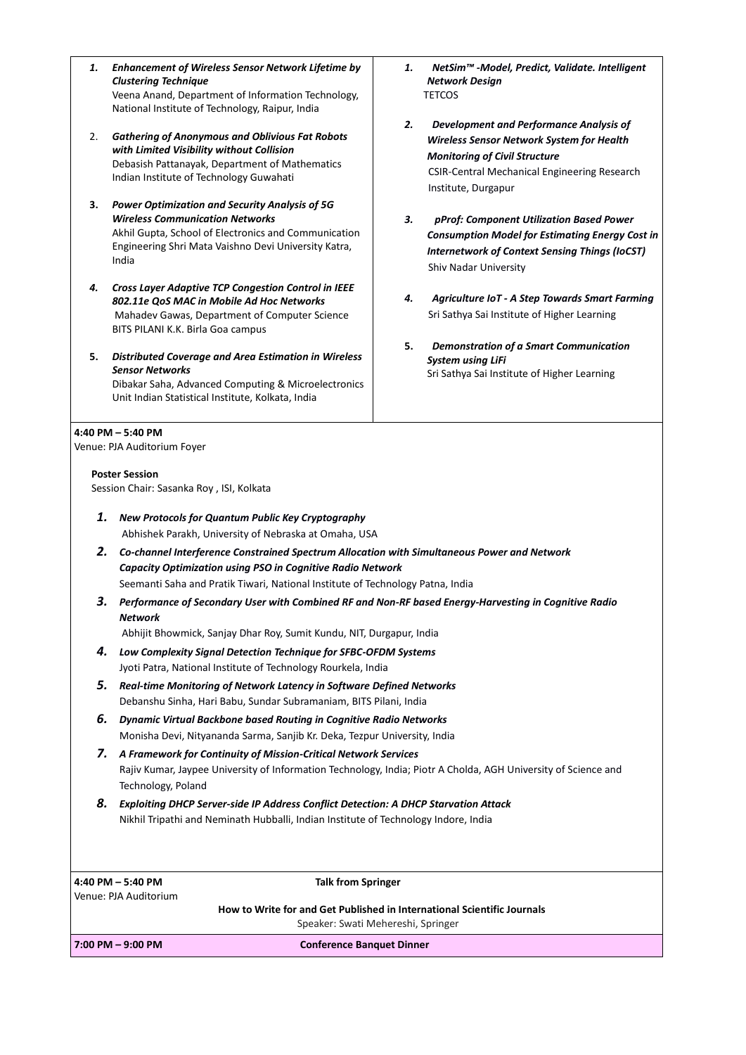1. ***Enhancement of Wireless Sensor Network Lifetime by Clustering Technique***
   Veena Anand, Department of Information Technology, National Institute of Technology, Raipur, India

2. ***Gathering of Anonymous and Oblivious Fat Robots with Limited Visibility without Collision***
   Debasish Pattanayak, Department of Mathematics Indian Institute of Technology Guwahati

3. ***Power Optimization and Security Analysis of 5G Wireless Communication Networks***
   Akhil Gupta, School of Electronics and Communication Engineering Shri Mata Vaishno Devi University Katra, India

4. ***Cross Layer Adaptive TCP Congestion Control in IEEE 802.11e QoS MAC in Mobile Ad Hoc Networks***
   Mahadev Gawas, Department of Computer Science BITS PILANI K.K. Birla Goa campus

5. ***Distributed Coverage and Area Estimation in Wireless Sensor Networks***
   Dibakar Saha, Advanced Computing & Microelectronics Unit Indian Statistical Institute, Kolkata, India

1. ***NetSim™ -Model, Predict, Validate. Intelligent Network Design***
   TETCOS

2. ***Development and Performance Analysis of Wireless Sensor Network System for Health Monitoring of Civil Structure***
   CSIR-Central Mechanical Engineering Research Institute, Durgapur

3. ***pProf: Component Utilization Based Power Consumption Model for Estimating Energy Cost in Internetwork of Context Sensing Things (IoCST)***
   Shiv Nadar University

4. ***Agriculture IoT - A Step Towards Smart Farming***
   Sri Sathya Sai Institute of Higher Learning

5. ***Demonstration of a Smart Communication System using LiFi***
   Sri Sathya Sai Institute of Higher Learning

**4:40 PM – 5:40 PM**
Venue: PJA Auditorium Foyer

**Poster Session**
Session Chair: Sasanka Roy , ISI, Kolkata

1. ***New Protocols for Quantum Public Key Cryptography***
   Abhishek Parakh, University of Nebraska at Omaha, USA
2. ***Co-channel Interference Constrained Spectrum Allocation with Simultaneous Power and Network Capacity Optimization using PSO in Cognitive Radio Network***
   Seemanti Saha and Pratik Tiwari, National Institute of Technology Patna, India
3. ***Performance of Secondary User with Combined RF and Non-RF based Energy-Harvesting in Cognitive Radio Network***
   Abhijit Bhowmick, Sanjay Dhar Roy, Sumit Kundu, NIT, Durgapur, India
4. ***Low Complexity Signal Detection Technique for SFBC-OFDM Systems***
   Jyoti Patra, National Institute of Technology Rourkela, India
5. ***Real-time Monitoring of Network Latency in Software Defined Networks***
   Debanshu Sinha, Hari Babu, Sundar Subramaniam, BITS Pilani, India
6. ***Dynamic Virtual Backbone based Routing in Cognitive Radio Networks***
   Monisha Devi, Nityananda Sarma, Sanjib Kr. Deka, Tezpur University, India
7. ***A Framework for Continuity of Mission-Critical Network Services***
   Rajiv Kumar, Jaypee University of Information Technology, India; Piotr A Cholda, AGH University of Science and Technology, Poland
8. ***Exploiting DHCP Server-side IP Address Conflict Detection: A DHCP Starvation Attack***
   Nikhil Tripathi and Neminath Hubballi, Indian Institute of Technology Indore, India

**4:40 PM – 5:40 PM**
Venue: PJA Auditorium

**Talk from Springer**

**How to Write for and Get Published in International Scientific Journals**
Speaker: Swati Mehereshi, Springer

**7:00 PM – 9:00 PM** **Conference Banquet Dinner**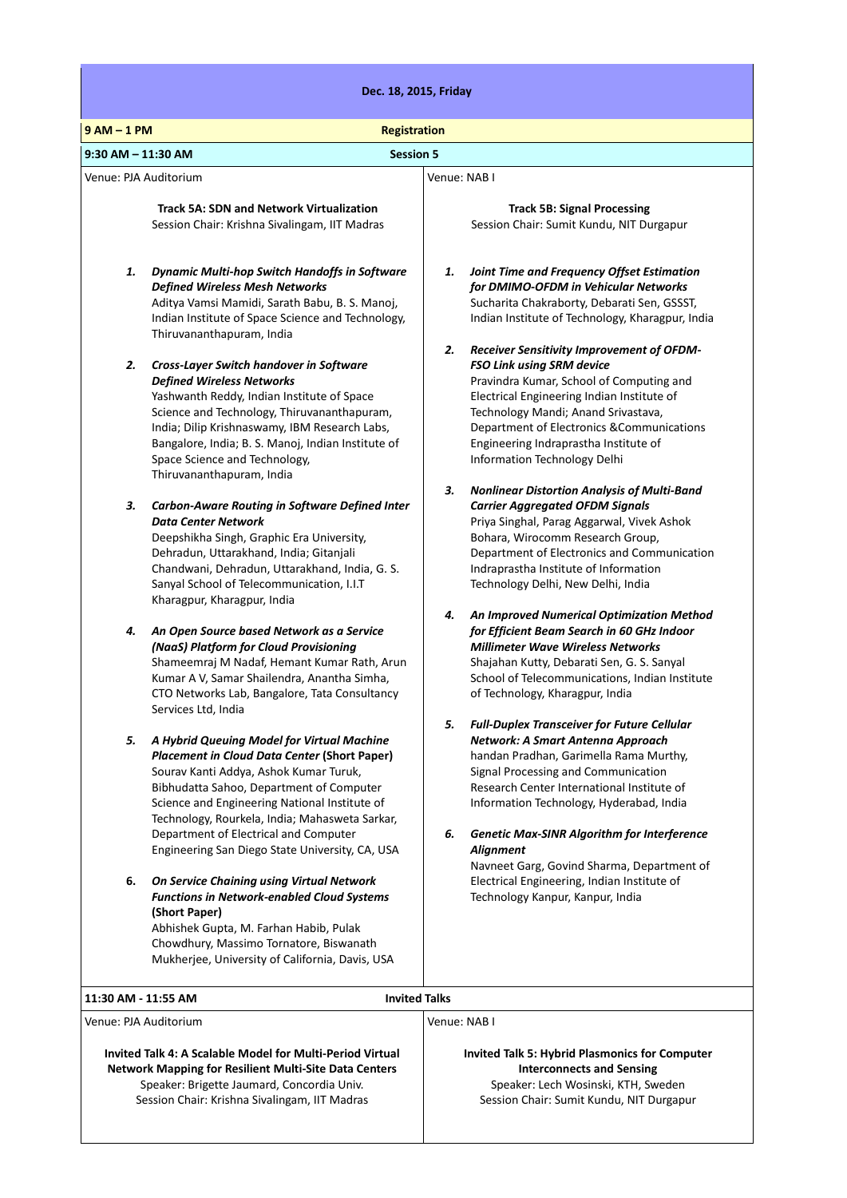## Dec. 18, 2015, Friday

**9 AM – 1 PM** — **Registration**

**9:30 AM – 11:30 AM** — **Session 5**

Venue: PJA Auditorium

**Track 5A: SDN and Network Virtualization**
Session Chair: Krishna Sivalingam, IIT Madras

1. ***Dynamic Multi-hop Switch Handoffs in Software Defined Wireless Mesh Networks***
   Aditya Vamsi Mamidi, Sarath Babu, B. S. Manoj, Indian Institute of Space Science and Technology, Thiruvananthapuram, India

2. ***Cross-Layer Switch handover in Software Defined Wireless Networks***
   Yashwanth Reddy, Indian Institute of Space Science and Technology, Thiruvananthapuram, India; Dilip Krishnaswamy, IBM Research Labs, Bangalore, India; B. S. Manoj, Indian Institute of Space Science and Technology, Thiruvananthapuram, India

3. ***Carbon-Aware Routing in Software Defined Inter Data Center Network***
   Deepshikha Singh, Graphic Era University, Dehradun, Uttarakhand, India; Gitanjali Chandwani, Dehradun, Uttarakhand, India, G. S. Sanyal School of Telecommunication, I.I.T Kharagpur, Kharagpur, India

4. ***An Open Source based Network as a Service (NaaS) Platform for Cloud Provisioning***
   Shameemraj M Nadaf, Hemant Kumar Rath, Arun Kumar A V, Samar Shailendra, Anantha Simha, CTO Networks Lab, Bangalore, Tata Consultancy Services Ltd, India

5. ***A Hybrid Queuing Model for Virtual Machine Placement in Cloud Data Center*** **(Short Paper)**
   Sourav Kanti Addya, Ashok Kumar Turuk, Bibhudatta Sahoo, Department of Computer Science and Engineering National Institute of Technology, Rourkela, India; Mahasweta Sarkar, Department of Electrical and Computer Engineering San Diego State University, CA, USA

6. ***On Service Chaining using Virtual Network Functions in Network-enabled Cloud Systems*** **(Short Paper)**
   Abhishek Gupta, M. Farhan Habib, Pulak Chowdhury, Massimo Tornatore, Biswanath Mukherjee, University of California, Davis, USA

Venue: NAB I

**Track 5B: Signal Processing**
Session Chair: Sumit Kundu, NIT Durgapur

1. ***Joint Time and Frequency Offset Estimation for DMIMO-OFDM in Vehicular Networks***
   Sucharita Chakraborty, Debarati Sen, GSSST, Indian Institute of Technology, Kharagpur, India

2. ***Receiver Sensitivity Improvement of OFDM-FSO Link using SRM device***
   Pravindra Kumar, School of Computing and Electrical Engineering Indian Institute of Technology Mandi; Anand Srivastava, Department of Electronics &Communications Engineering Indraprastha Institute of Information Technology Delhi

3. ***Nonlinear Distortion Analysis of Multi-Band Carrier Aggregated OFDM Signals***
   Priya Singhal, Parag Aggarwal, Vivek Ashok Bohara, Wirocomm Research Group, Department of Electronics and Communication Indraprastha Institute of Information Technology Delhi, New Delhi, India

4. ***An Improved Numerical Optimization Method for Efficient Beam Search in 60 GHz Indoor Millimeter Wave Wireless Networks***
   Shajahan Kutty, Debarati Sen, G. S. Sanyal School of Telecommunications, Indian Institute of Technology, Kharagpur, India

5. ***Full-Duplex Transceiver for Future Cellular Network: A Smart Antenna Approach***
   handan Pradhan, Garimella Rama Murthy, Signal Processing and Communication Research Center International Institute of Information Technology, Hyderabad, India

6. ***Genetic Max-SINR Algorithm for Interference Alignment***
   Navneet Garg, Govind Sharma, Department of Electrical Engineering, Indian Institute of Technology Kanpur, Kanpur, India

**11:30 AM - 11:55 AM** — **Invited Talks**

Venue: PJA Auditorium

**Invited Talk 4: A Scalable Model for Multi-Period Virtual Network Mapping for Resilient Multi-Site Data Centers**
Speaker: Brigette Jaumard, Concordia Univ.
Session Chair: Krishna Sivalingam, IIT Madras

Venue: NAB I

**Invited Talk 5: Hybrid Plasmonics for Computer Interconnects and Sensing**
Speaker: Lech Wosinski, KTH, Sweden
Session Chair: Sumit Kundu, NIT Durgapur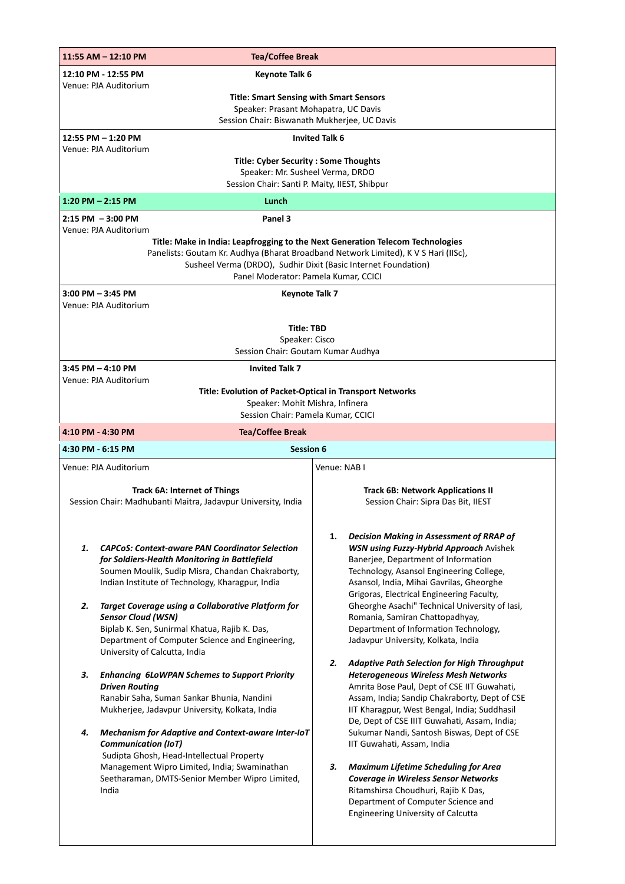| 11:55 AM – 12:10 PM | Tea/Coffee Break |
|---|---|

**12:10 PM - 12:55 PM** — **Keynote Talk 6**
Venue: PJA Auditorium

**Title: Smart Sensing with Smart Sensors**
Speaker: Prasant Mohapatra, UC Davis
Session Chair: Biswanath Mukherjee, UC Davis

**12:55 PM – 1:20 PM** — **Invited Talk 6**
Venue: PJA Auditorium

**Title: Cyber Security : Some Thoughts**
Speaker: Mr. Susheel Verma, DRDO
Session Chair: Santi P. Maity, IIEST, Shibpur

**1:20 PM – 2:15 PM** — **Lunch**

**2:15 PM – 3:00 PM** — **Panel 3**
Venue: PJA Auditorium

**Title: Make in India: Leapfrogging to the Next Generation Telecom Technologies**
Panelists: Goutam Kr. Audhya (Bharat Broadband Network Limited), K V S Hari (IISc), Susheel Verma (DRDO), Sudhir Dixit (Basic Internet Foundation)
Panel Moderator: Pamela Kumar, CCICI

**3:00 PM – 3:45 PM** — **Keynote Talk 7**
Venue: PJA Auditorium

**Title: TBD**
Speaker: Cisco
Session Chair: Goutam Kumar Audhya

**3:45 PM – 4:10 PM** — **Invited Talk 7**
Venue: PJA Auditorium

**Title: Evolution of Packet-Optical in Transport Networks**
Speaker: Mohit Mishra, Infinera
Session Chair: Pamela Kumar, CCICI

**4:10 PM - 4:30 PM** — **Tea/Coffee Break**

**4:30 PM - 6:15 PM** — **Session 6**

Venue: PJA Auditorium

**Track 6A: Internet of Things**
Session Chair: Madhubanti Maitra, Jadavpur University, India

1. ***CAPCoS: Context-aware PAN Coordinator Selection for Soldiers-Health Monitoring in Battlefield***
   Soumen Moulik, Sudip Misra, Chandan Chakraborty, Indian Institute of Technology, Kharagpur, India
2. ***Target Coverage using a Collaborative Platform for Sensor Cloud (WSN)***
   Biplab K. Sen, Sunirmal Khatua, Rajib K. Das, Department of Computer Science and Engineering, University of Calcutta, India
3. ***Enhancing 6LoWPAN Schemes to Support Priority Driven Routing***
   Ranabir Saha, Suman Sankar Bhunia, Nandini Mukherjee, Jadavpur University, Kolkata, India
4. ***Mechanism for Adaptive and Context-aware Inter-IoT Communication (IoT)***
   Sudipta Ghosh, Head-Intellectual Property Management Wipro Limited, India; Swaminathan Seetharaman, DMTS-Senior Member Wipro Limited, India

Venue: NAB I

**Track 6B: Network Applications II**
Session Chair: Sipra Das Bit, IIEST

1. ***Decision Making in Assessment of RRAP of WSN using Fuzzy-Hybrid Approach*** Avishek Banerjee, Department of Information Technology, Asansol Engineering College, Asansol, India, Mihai Gavrilas, Gheorghe Grigoras, Electrical Engineering Faculty, Gheorghe Asachi" Technical University of Iasi, Romania, Samiran Chattopadhyay, Department of Information Technology, Jadavpur University, Kolkata, India
2. ***Adaptive Path Selection for High Throughput Heterogeneous Wireless Mesh Networks***
   Amrita Bose Paul, Dept of CSE IIT Guwahati, Assam, India; Sandip Chakraborty, Dept of CSE IIT Kharagpur, West Bengal, India; Suddhasil De, Dept of CSE IIIT Guwahati, Assam, India; Sukumar Nandi, Santosh Biswas, Dept of CSE IIT Guwahati, Assam, India
3. ***Maximum Lifetime Scheduling for Area Coverage in Wireless Sensor Networks***
   Ritamshirsa Choudhuri, Rajib K Das, Department of Computer Science and Engineering University of Calcutta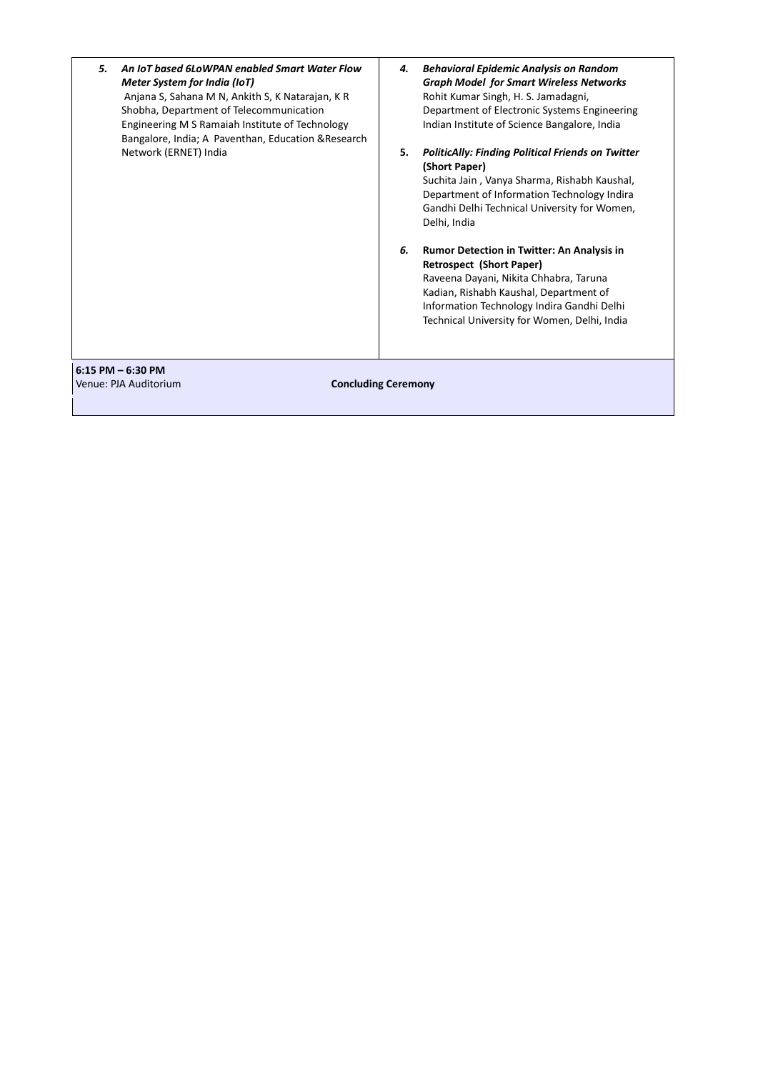5. ***An IoT based 6LoWPAN enabled Smart Water Flow Meter System for India (IoT)***
   Anjana S, Sahana M N, Ankith S, K Natarajan, K R Shobha, Department of Telecommunication Engineering M S Ramaiah Institute of Technology Bangalore, India; A Paventhan, Education &Research Network (ERNET) India

4. ***Behavioral Epidemic Analysis on Random Graph Model for Smart Wireless Networks***
   Rohit Kumar Singh, H. S. Jamadagni, Department of Electronic Systems Engineering Indian Institute of Science Bangalore, India

5. ***PoliticAlly: Finding Political Friends on Twitter* (Short Paper)**
   Suchita Jain , Vanya Sharma, Rishabh Kaushal, Department of Information Technology Indira Gandhi Delhi Technical University for Women, Delhi, India

6. **Rumor Detection in Twitter: An Analysis in Retrospect (Short Paper)**
   Raveena Dayani, Nikita Chhabra, Taruna Kadian, Rishabh Kaushal, Department of Information Technology Indira Gandhi Delhi Technical University for Women, Delhi, India

**6:15 PM – 6:30 PM**
Venue: PJA Auditorium

**Concluding Ceremony**